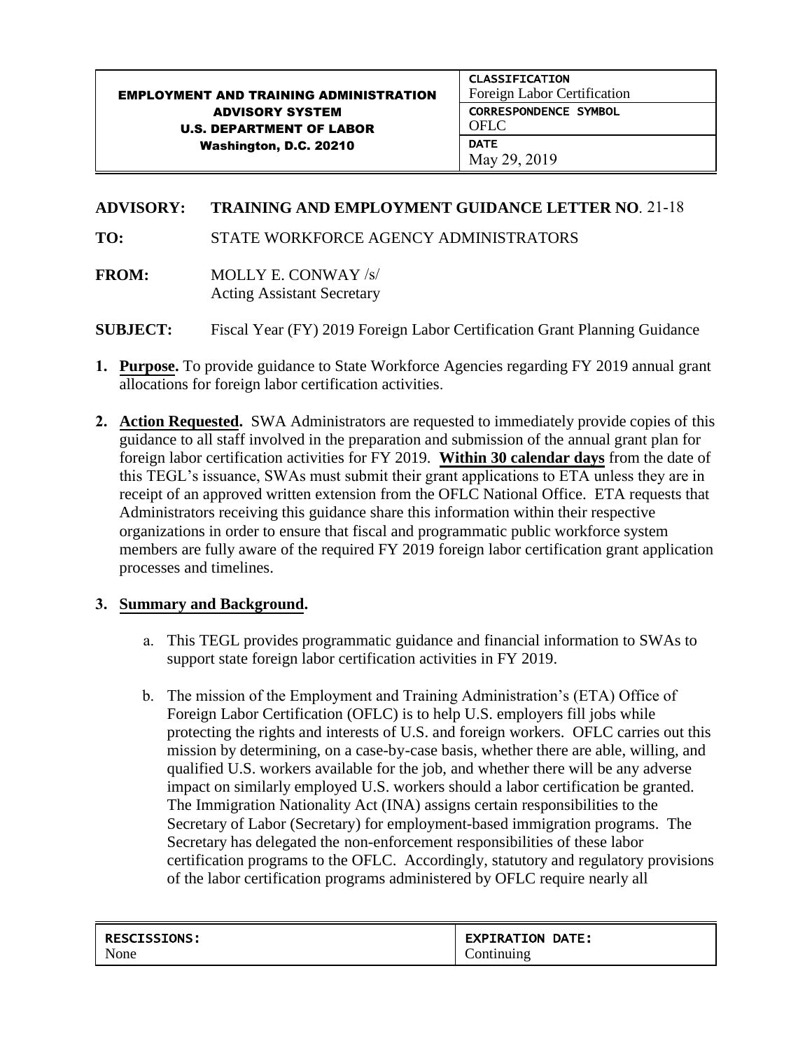| EMPLOYMENT AND TRAINING ADMINISTRATION ADVISORY SYSTEM U.S. DEPARTMENT OF LABOR Washington, D.C. 20210 | CLASSIFICATION Foreign Labor Certification |
| --- | --- |
| | CORRESPONDENCE SYMBOL OFLC |
| | DATE May 29, 2019 |

**ADVISORY:** **TRAINING AND EMPLOYMENT GUIDANCE LETTER NO**. 21-18

**TO:** STATE WORKFORCE AGENCY ADMINISTRATORS

**FROM:** MOLLY E. CONWAY /s/
Acting Assistant Secretary

**SUBJECT:** Fiscal Year (FY) 2019 Foreign Labor Certification Grant Planning Guidance

1. **Purpose.** To provide guidance to State Workforce Agencies regarding FY 2019 annual grant allocations for foreign labor certification activities.

2. **Action Requested.** SWA Administrators are requested to immediately provide copies of this guidance to all staff involved in the preparation and submission of the annual grant plan for foreign labor certification activities for FY 2019. **Within 30 calendar days** from the date of this TEGL's issuance, SWAs must submit their grant applications to ETA unless they are in receipt of an approved written extension from the OFLC National Office. ETA requests that Administrators receiving this guidance share this information within their respective organizations in order to ensure that fiscal and programmatic public workforce system members are fully aware of the required FY 2019 foreign labor certification grant application processes and timelines.

3. **Summary and Background.**

   a. This TEGL provides programmatic guidance and financial information to SWAs to support state foreign labor certification activities in FY 2019.

   b. The mission of the Employment and Training Administration's (ETA) Office of Foreign Labor Certification (OFLC) is to help U.S. employers fill jobs while protecting the rights and interests of U.S. and foreign workers. OFLC carries out this mission by determining, on a case-by-case basis, whether there are able, willing, and qualified U.S. workers available for the job, and whether there will be any adverse impact on similarly employed U.S. workers should a labor certification be granted. The Immigration Nationality Act (INA) assigns certain responsibilities to the Secretary of Labor (Secretary) for employment-based immigration programs. The Secretary has delegated the non-enforcement responsibilities of these labor certification programs to the OFLC. Accordingly, statutory and regulatory provisions of the labor certification programs administered by OFLC require nearly all

| RESCISSIONS: | EXPIRATION DATE: |
| --- | --- |
| None | Continuing |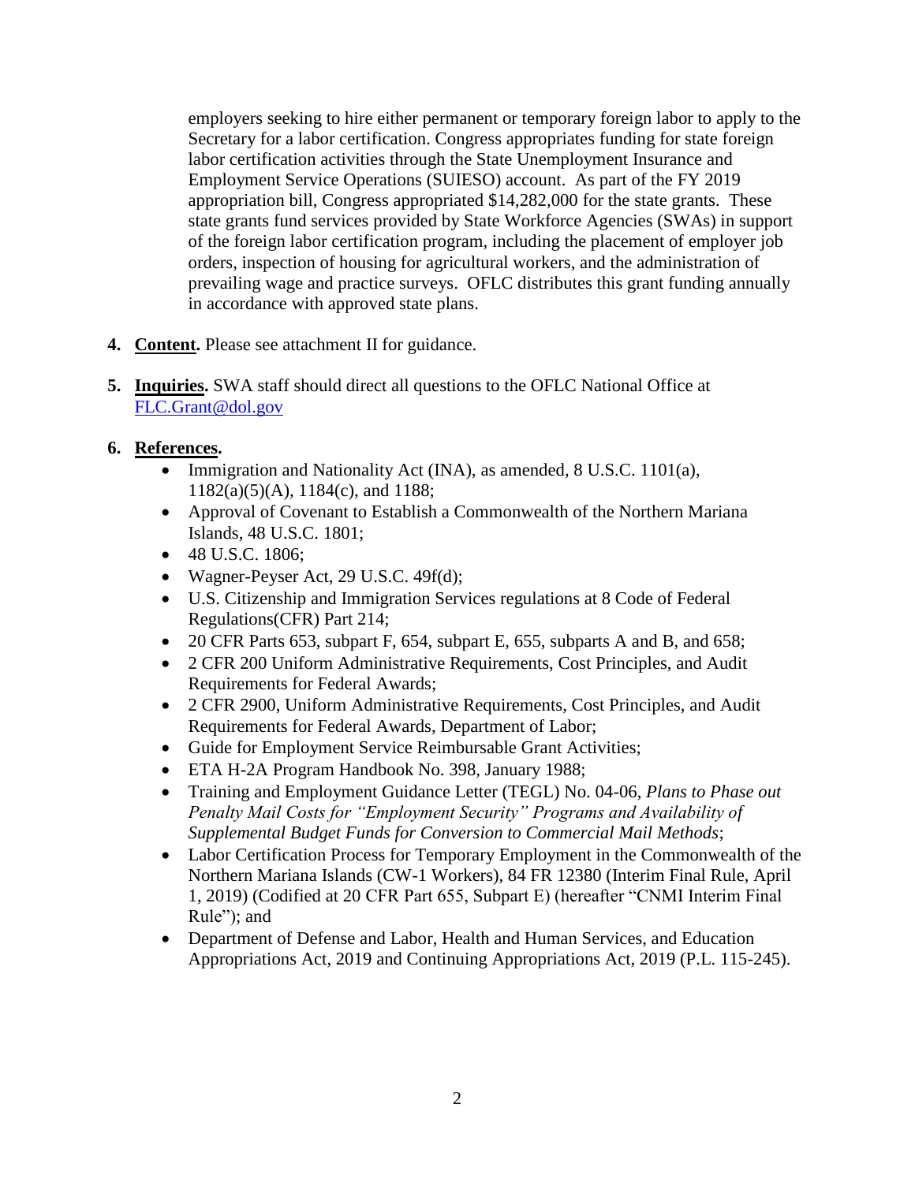employers seeking to hire either permanent or temporary foreign labor to apply to the Secretary for a labor certification. Congress appropriates funding for state foreign labor certification activities through the State Unemployment Insurance and Employment Service Operations (SUIESO) account. As part of the FY 2019 appropriation bill, Congress appropriated $14,282,000 for the state grants. These state grants fund services provided by State Workforce Agencies (SWAs) in support of the foreign labor certification program, including the placement of employer job orders, inspection of housing for agricultural workers, and the administration of prevailing wage and practice surveys. OFLC distributes this grant funding annually in accordance with approved state plans.

4. **Content.** Please see attachment II for guidance.

5. **Inquiries.** SWA staff should direct all questions to the OFLC National Office at FLC.Grant@dol.gov

6. **References.**
   - Immigration and Nationality Act (INA), as amended, 8 U.S.C. 1101(a), 1182(a)(5)(A), 1184(c), and 1188;
   - Approval of Covenant to Establish a Commonwealth of the Northern Mariana Islands, 48 U.S.C. 1801;
   - 48 U.S.C. 1806;
   - Wagner-Peyser Act, 29 U.S.C. 49f(d);
   - U.S. Citizenship and Immigration Services regulations at 8 Code of Federal Regulations(CFR) Part 214;
   - 20 CFR Parts 653, subpart F, 654, subpart E, 655, subparts A and B, and 658;
   - 2 CFR 200 Uniform Administrative Requirements, Cost Principles, and Audit Requirements for Federal Awards;
   - 2 CFR 2900, Uniform Administrative Requirements, Cost Principles, and Audit Requirements for Federal Awards, Department of Labor;
   - Guide for Employment Service Reimbursable Grant Activities;
   - ETA H-2A Program Handbook No. 398, January 1988;
   - Training and Employment Guidance Letter (TEGL) No. 04-06, *Plans to Phase out Penalty Mail Costs for "Employment Security" Programs and Availability of Supplemental Budget Funds for Conversion to Commercial Mail Methods*;
   - Labor Certification Process for Temporary Employment in the Commonwealth of the Northern Mariana Islands (CW-1 Workers), 84 FR 12380 (Interim Final Rule, April 1, 2019) (Codified at 20 CFR Part 655, Subpart E) (hereafter "CNMI Interim Final Rule"); and
   - Department of Defense and Labor, Health and Human Services, and Education Appropriations Act, 2019 and Continuing Appropriations Act, 2019 (P.L. 115-245).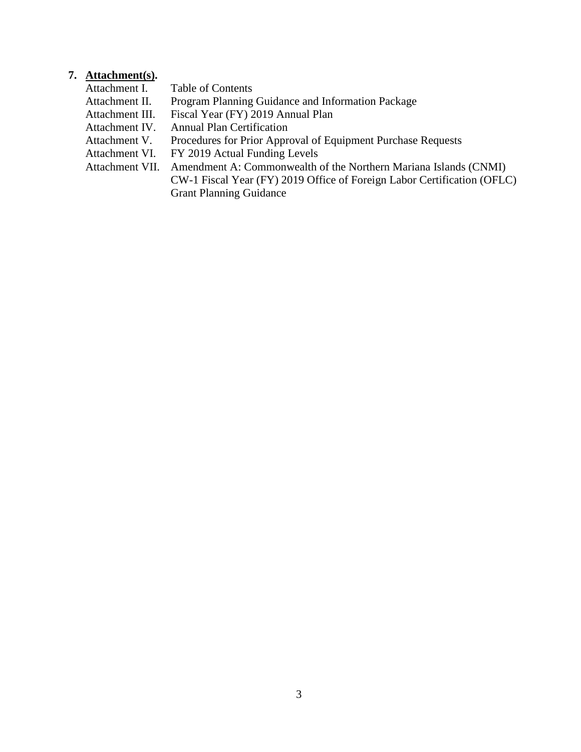**7. Attachment(s).**

| | |
|---|---|
| Attachment I. | Table of Contents |
| Attachment II. | Program Planning Guidance and Information Package |
| Attachment III. | Fiscal Year (FY) 2019 Annual Plan |
| Attachment IV. | Annual Plan Certification |
| Attachment V. | Procedures for Prior Approval of Equipment Purchase Requests |
| Attachment VI. | FY 2019 Actual Funding Levels |
| Attachment VII. | Amendment A: Commonwealth of the Northern Mariana Islands (CNMI) CW-1 Fiscal Year (FY) 2019 Office of Foreign Labor Certification (OFLC) Grant Planning Guidance |